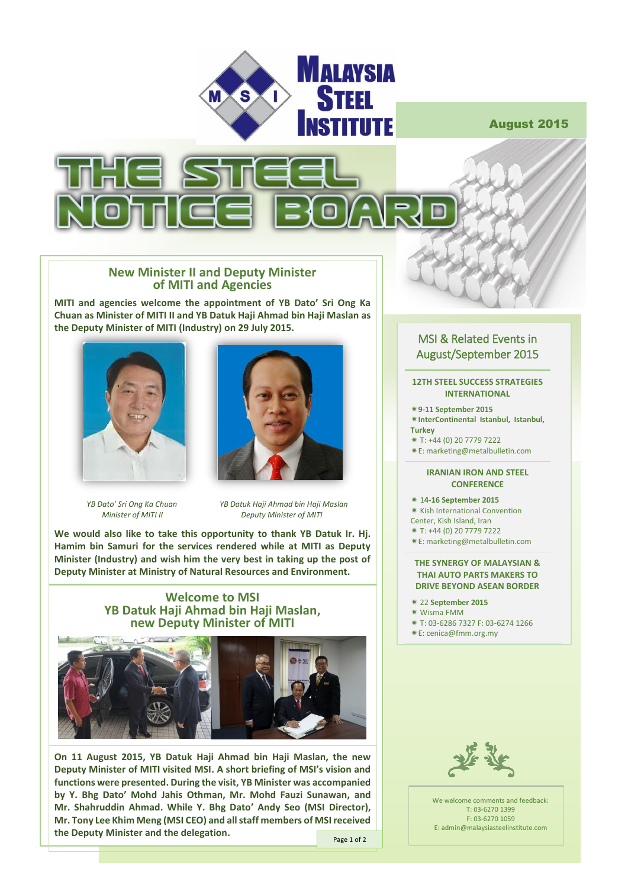# MALAYSIA STEEL INSTITUTE

August 2015

# THE STEEL NOTICE BOARD

## New Minister II and Deputy Minister of MITI and Agencies

**MITI and agencies welcome the appointment of YB Dato' Sri Ong Ka Chuan as Minister of MITI II and YB Datuk Haji Ahmad bin Haji Maslan as the Deputy Minister of MITI (Industry) on 29 July 2015.**

*YB Dato' Sri Ong Ka Chuan*
*Minister of MITI II*

*YB Datuk Haji Ahmad bin Haji Maslan*
*Deputy Minister of MITI*

**We would also like to take this opportunity to thank YB Datuk Ir. Hj. Hamim bin Samuri for the services rendered while at MITI as Deputy Minister (Industry) and wish him the very best in taking up the post of Deputy Minister at Ministry of Natural Resources and Environment.**

## Welcome to MSI YB Datuk Haji Ahmad bin Haji Maslan, new Deputy Minister of MITI

**On 11 August 2015, YB Datuk Haji Ahmad bin Haji Maslan, the new Deputy Minister of MITI visited MSI. A short briefing of MSI's vision and functions were presented. During the visit, YB Minister was accompanied by Y. Bhg Dato' Mohd Jahis Othman, Mr. Mohd Fauzi Sunawan, and Mr. Shahruddin Ahmad. While Y. Bhg Dato' Andy Seo (MSI Director), Mr. Tony Lee Khim Meng (MSI CEO) and all staff members of MSI received the Deputy Minister and the delegation.**

## MSI & Related Events in August/September 2015

### 12TH STEEL SUCCESS STRATEGIES INTERNATIONAL

- **9-11 September 2015**
- **InterContinental Istanbul, Istanbul, Turkey**
- T: +44 (0) 20 7779 7222
- E: marketing@metalbulletin.com

### IRANIAN IRON AND STEEL CONFERENCE

- **14-16 September 2015**
- Kish International Convention Center, Kish Island, Iran
- T: +44 (0) 20 7779 7222
- E: marketing@metalbulletin.com

### THE SYNERGY OF MALAYSIAN & THAI AUTO PARTS MAKERS TO DRIVE BEYOND ASEAN BORDER

- **22 September 2015**
- Wisma FMM
- T: 03-6286 7327 F: 03-6274 1266
- E: cenica@fmm.org.my

We welcome comments and feedback:
T: 03-6270 1399
F: 03-6270 1059
E: admin@malaysiasteelinstitute.com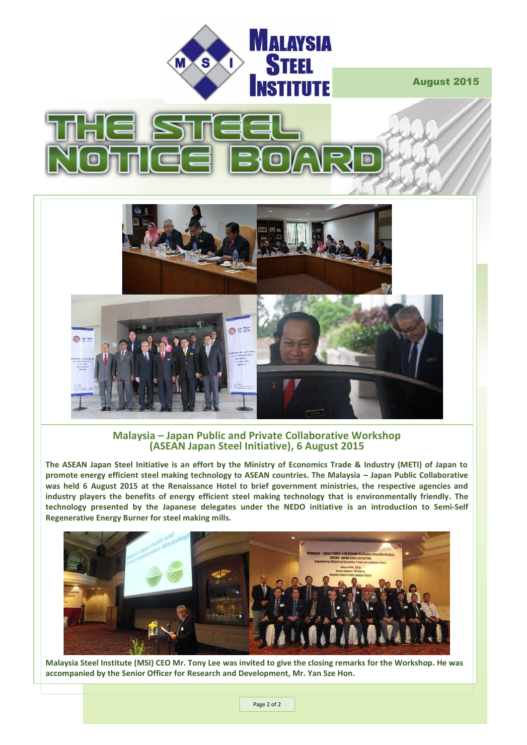# MALAYSIA STEEL INSTITUTE

August 2015

# THE STEEL NOTICE BOARD

## Malaysia – Japan Public and Private Collaborative Workshop (ASEAN Japan Steel Initiative), 6 August 2015

**The ASEAN Japan Steel Initiative is an effort by the Ministry of Economics Trade & Industry (METI) of Japan to promote energy efficient steel making technology to ASEAN countries. The Malaysia – Japan Public Collaborative was held 6 August 2015 at the Renaissance Hotel to brief government ministries, the respective agencies and industry players the benefits of energy efficient steel making technology that is environmentally friendly. The technology presented by the Japanese delegates under the NEDO initiative is an introduction to Semi-Self Regenerative Energy Burner for steel making mills.**

**Malaysia Steel Institute (MSI) CEO Mr. Tony Lee was invited to give the closing remarks for the Workshop. He was accompanied by the Senior Officer for Research and Development, Mr. Yan Sze Hon.**